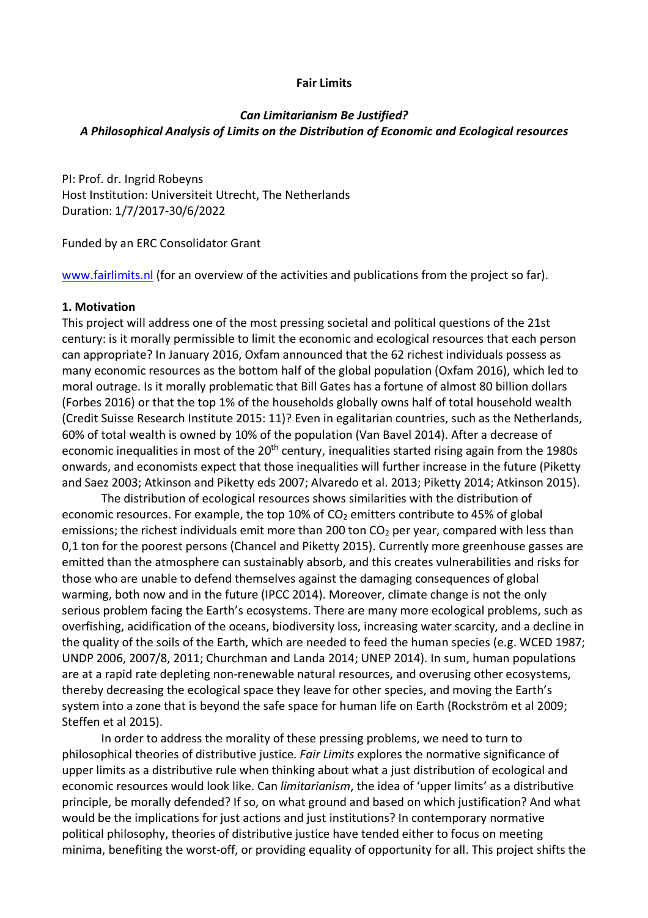**Fair Limits**

***Can Limitarianism Be Justified?***
***A Philosophical Analysis of Limits on the Distribution of Economic and Ecological resources***

PI: Prof. dr. Ingrid Robeyns
Host Institution: Universiteit Utrecht, The Netherlands
Duration: 1/7/2017-30/6/2022

Funded by an ERC Consolidator Grant

www.fairlimits.nl (for an overview of the activities and publications from the project so far).

## 1. Motivation

This project will address one of the most pressing societal and political questions of the 21st century: is it morally permissible to limit the economic and ecological resources that each person can appropriate? In January 2016, Oxfam announced that the 62 richest individuals possess as many economic resources as the bottom half of the global population (Oxfam 2016), which led to moral outrage. Is it morally problematic that Bill Gates has a fortune of almost 80 billion dollars (Forbes 2016) or that the top 1% of the households globally owns half of total household wealth (Credit Suisse Research Institute 2015: 11)? Even in egalitarian countries, such as the Netherlands, 60% of total wealth is owned by 10% of the population (Van Bavel 2014). After a decrease of economic inequalities in most of the 20th century, inequalities started rising again from the 1980s onwards, and economists expect that those inequalities will further increase in the future (Piketty and Saez 2003; Atkinson and Piketty eds 2007; Alvaredo et al. 2013; Piketty 2014; Atkinson 2015).

The distribution of ecological resources shows similarities with the distribution of economic resources. For example, the top 10% of $CO_2$ emitters contribute to 45% of global emissions; the richest individuals emit more than 200 ton $CO_2$ per year, compared with less than 0,1 ton for the poorest persons (Chancel and Piketty 2015). Currently more greenhouse gasses are emitted than the atmosphere can sustainably absorb, and this creates vulnerabilities and risks for those who are unable to defend themselves against the damaging consequences of global warming, both now and in the future (IPCC 2014). Moreover, climate change is not the only serious problem facing the Earth's ecosystems. There are many more ecological problems, such as overfishing, acidification of the oceans, biodiversity loss, increasing water scarcity, and a decline in the quality of the soils of the Earth, which are needed to feed the human species (e.g. WCED 1987; UNDP 2006, 2007/8, 2011; Churchman and Landa 2014; UNEP 2014). In sum, human populations are at a rapid rate depleting non-renewable natural resources, and overusing other ecosystems, thereby decreasing the ecological space they leave for other species, and moving the Earth's system into a zone that is beyond the safe space for human life on Earth (Rockström et al 2009; Steffen et al 2015).

In order to address the morality of these pressing problems, we need to turn to philosophical theories of distributive justice. *Fair Limits* explores the normative significance of upper limits as a distributive rule when thinking about what a just distribution of ecological and economic resources would look like. Can *limitarianism*, the idea of 'upper limits' as a distributive principle, be morally defended? If so, on what ground and based on which justification? And what would be the implications for just actions and just institutions? In contemporary normative political philosophy, theories of distributive justice have tended either to focus on meeting minima, benefiting the worst-off, or providing equality of opportunity for all. This project shifts the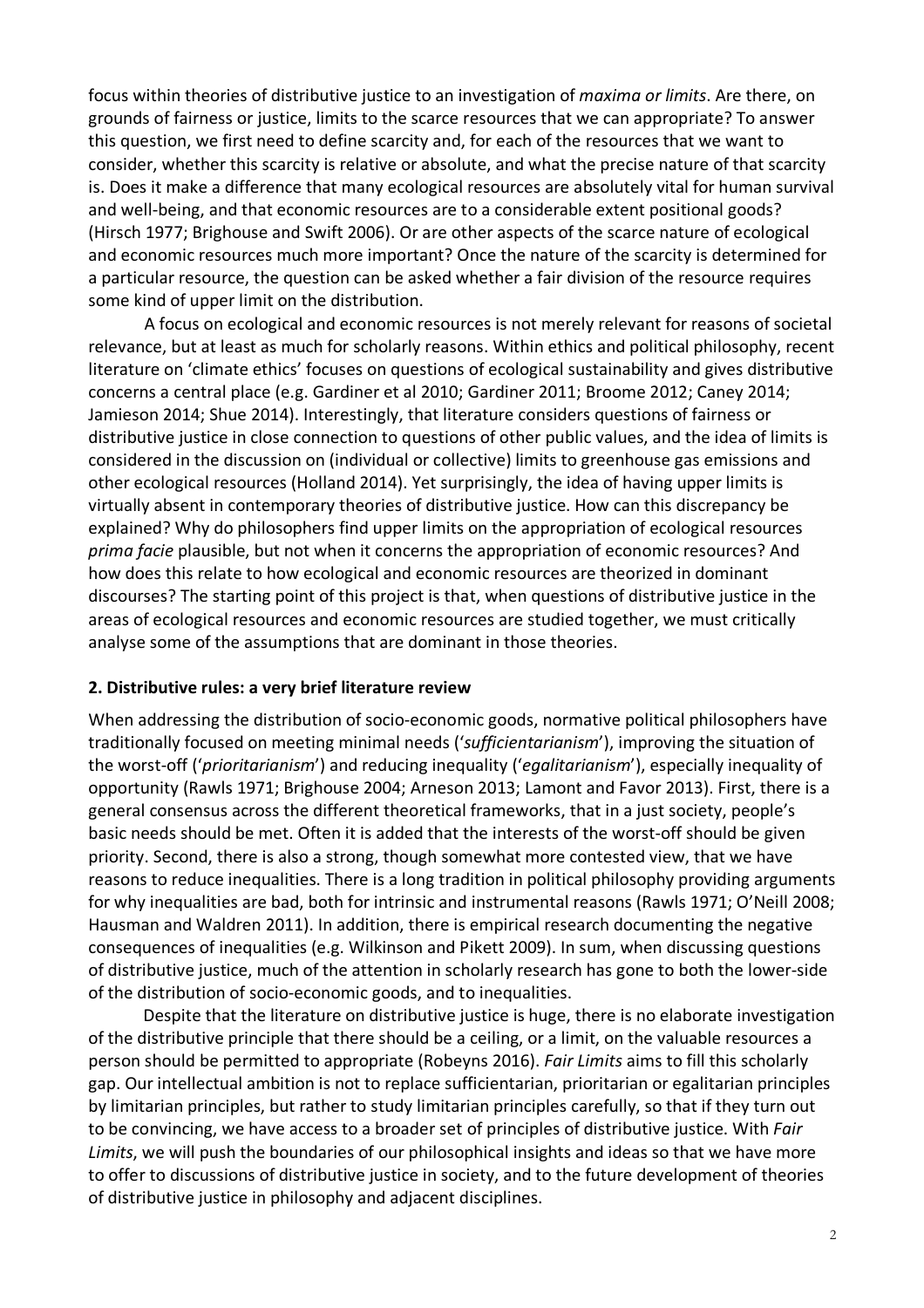focus within theories of distributive justice to an investigation of *maxima or limits*. Are there, on grounds of fairness or justice, limits to the scarce resources that we can appropriate? To answer this question, we first need to define scarcity and, for each of the resources that we want to consider, whether this scarcity is relative or absolute, and what the precise nature of that scarcity is. Does it make a difference that many ecological resources are absolutely vital for human survival and well-being, and that economic resources are to a considerable extent positional goods? (Hirsch 1977; Brighouse and Swift 2006). Or are other aspects of the scarce nature of ecological and economic resources much more important? Once the nature of the scarcity is determined for a particular resource, the question can be asked whether a fair division of the resource requires some kind of upper limit on the distribution.

A focus on ecological and economic resources is not merely relevant for reasons of societal relevance, but at least as much for scholarly reasons. Within ethics and political philosophy, recent literature on 'climate ethics' focuses on questions of ecological sustainability and gives distributive concerns a central place (e.g. Gardiner et al 2010; Gardiner 2011; Broome 2012; Caney 2014; Jamieson 2014; Shue 2014). Interestingly, that literature considers questions of fairness or distributive justice in close connection to questions of other public values, and the idea of limits is considered in the discussion on (individual or collective) limits to greenhouse gas emissions and other ecological resources (Holland 2014). Yet surprisingly, the idea of having upper limits is virtually absent in contemporary theories of distributive justice. How can this discrepancy be explained? Why do philosophers find upper limits on the appropriation of ecological resources *prima facie* plausible, but not when it concerns the appropriation of economic resources? And how does this relate to how ecological and economic resources are theorized in dominant discourses? The starting point of this project is that, when questions of distributive justice in the areas of ecological resources and economic resources are studied together, we must critically analyse some of the assumptions that are dominant in those theories.

## 2. Distributive rules: a very brief literature review

When addressing the distribution of socio-economic goods, normative political philosophers have traditionally focused on meeting minimal needs ('*sufficientarianism*'), improving the situation of the worst-off ('*prioritarianism*') and reducing inequality ('*egalitarianism*'), especially inequality of opportunity (Rawls 1971; Brighouse 2004; Arneson 2013; Lamont and Favor 2013). First, there is a general consensus across the different theoretical frameworks, that in a just society, people's basic needs should be met. Often it is added that the interests of the worst-off should be given priority. Second, there is also a strong, though somewhat more contested view, that we have reasons to reduce inequalities. There is a long tradition in political philosophy providing arguments for why inequalities are bad, both for intrinsic and instrumental reasons (Rawls 1971; O'Neill 2008; Hausman and Waldren 2011). In addition, there is empirical research documenting the negative consequences of inequalities (e.g. Wilkinson and Pikett 2009). In sum, when discussing questions of distributive justice, much of the attention in scholarly research has gone to both the lower-side of the distribution of socio-economic goods, and to inequalities.

Despite that the literature on distributive justice is huge, there is no elaborate investigation of the distributive principle that there should be a ceiling, or a limit, on the valuable resources a person should be permitted to appropriate (Robeyns 2016). *Fair Limits* aims to fill this scholarly gap. Our intellectual ambition is not to replace sufficientarian, prioritarian or egalitarian principles by limitarian principles, but rather to study limitarian principles carefully, so that if they turn out to be convincing, we have access to a broader set of principles of distributive justice. With *Fair Limits*, we will push the boundaries of our philosophical insights and ideas so that we have more to offer to discussions of distributive justice in society, and to the future development of theories of distributive justice in philosophy and adjacent disciplines.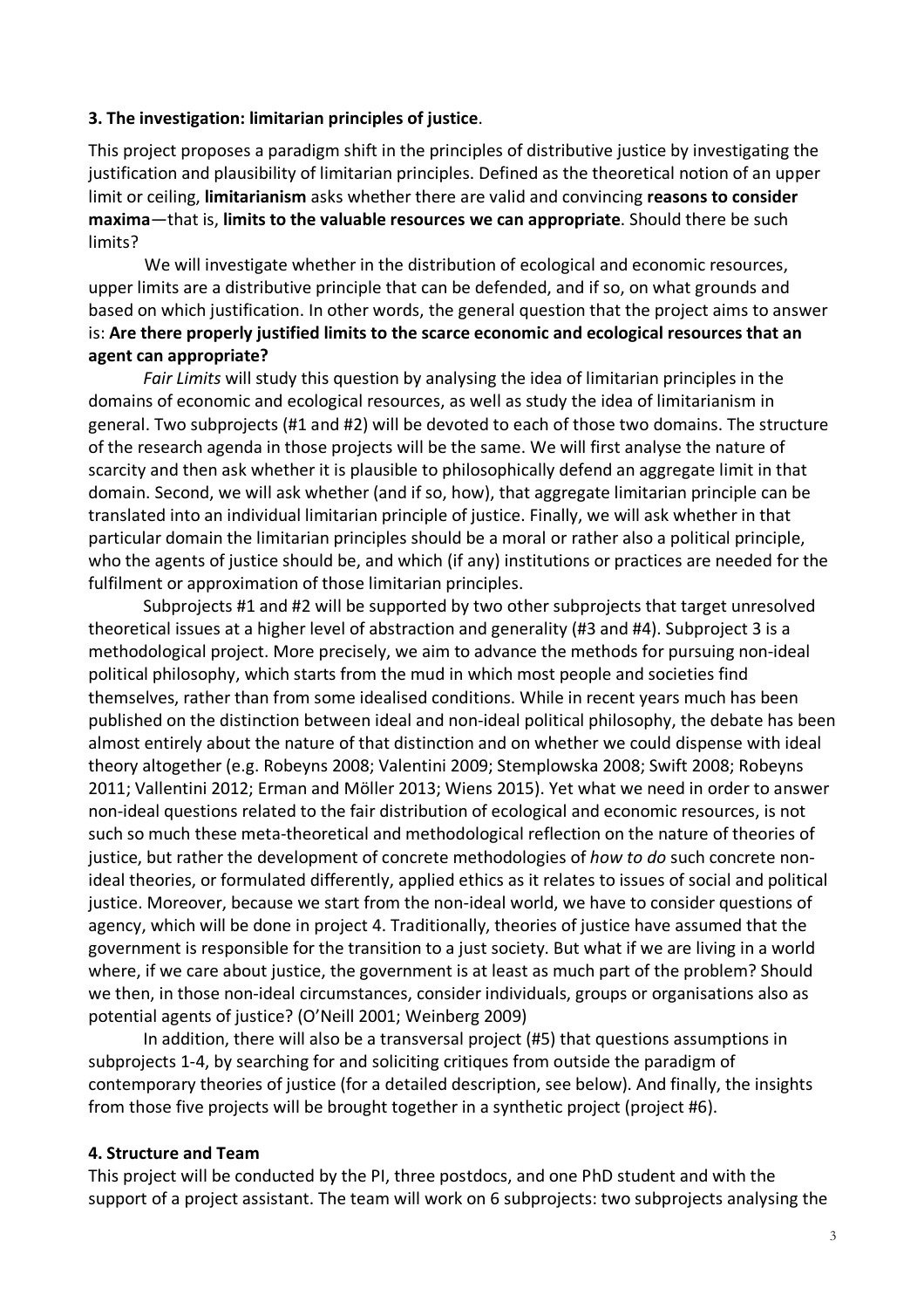### 3. The investigation: limitarian principles of justice.

This project proposes a paradigm shift in the principles of distributive justice by investigating the justification and plausibility of limitarian principles. Defined as the theoretical notion of an upper limit or ceiling, **limitarianism** asks whether there are valid and convincing **reasons to consider maxima**—that is, **limits to the valuable resources we can appropriate**. Should there be such limits?

We will investigate whether in the distribution of ecological and economic resources, upper limits are a distributive principle that can be defended, and if so, on what grounds and based on which justification. In other words, the general question that the project aims to answer is: **Are there properly justified limits to the scarce economic and ecological resources that an agent can appropriate?**

*Fair Limits* will study this question by analysing the idea of limitarian principles in the domains of economic and ecological resources, as well as study the idea of limitarianism in general. Two subprojects (#1 and #2) will be devoted to each of those two domains. The structure of the research agenda in those projects will be the same. We will first analyse the nature of scarcity and then ask whether it is plausible to philosophically defend an aggregate limit in that domain. Second, we will ask whether (and if so, how), that aggregate limitarian principle can be translated into an individual limitarian principle of justice. Finally, we will ask whether in that particular domain the limitarian principles should be a moral or rather also a political principle, who the agents of justice should be, and which (if any) institutions or practices are needed for the fulfilment or approximation of those limitarian principles.

Subprojects #1 and #2 will be supported by two other subprojects that target unresolved theoretical issues at a higher level of abstraction and generality (#3 and #4). Subproject 3 is a methodological project. More precisely, we aim to advance the methods for pursuing non-ideal political philosophy, which starts from the mud in which most people and societies find themselves, rather than from some idealised conditions. While in recent years much has been published on the distinction between ideal and non-ideal political philosophy, the debate has been almost entirely about the nature of that distinction and on whether we could dispense with ideal theory altogether (e.g. Robeyns 2008; Valentini 2009; Stemplowska 2008; Swift 2008; Robeyns 2011; Vallentini 2012; Erman and Möller 2013; Wiens 2015). Yet what we need in order to answer non-ideal questions related to the fair distribution of ecological and economic resources, is not such so much these meta-theoretical and methodological reflection on the nature of theories of justice, but rather the development of concrete methodologies of *how to do* such concrete non-ideal theories, or formulated differently, applied ethics as it relates to issues of social and political justice. Moreover, because we start from the non-ideal world, we have to consider questions of agency, which will be done in project 4. Traditionally, theories of justice have assumed that the government is responsible for the transition to a just society. But what if we are living in a world where, if we care about justice, the government is at least as much part of the problem? Should we then, in those non-ideal circumstances, consider individuals, groups or organisations also as potential agents of justice? (O'Neill 2001; Weinberg 2009)

In addition, there will also be a transversal project (#5) that questions assumptions in subprojects 1-4, by searching for and soliciting critiques from outside the paradigm of contemporary theories of justice (for a detailed description, see below). And finally, the insights from those five projects will be brought together in a synthetic project (project #6).

### 4. Structure and Team

This project will be conducted by the PI, three postdocs, and one PhD student and with the support of a project assistant. The team will work on 6 subprojects: two subprojects analysing the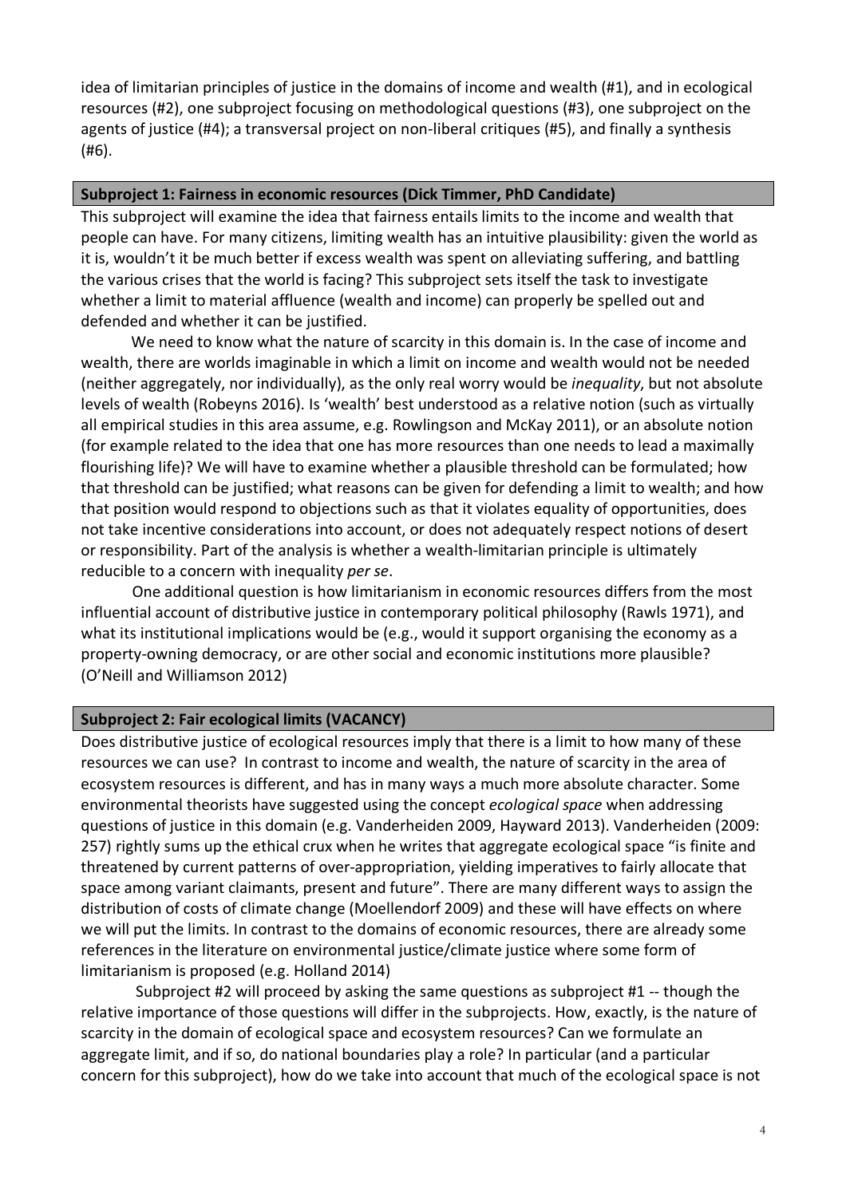idea of limitarian principles of justice in the domains of income and wealth (#1), and in ecological resources (#2), one subproject focusing on methodological questions (#3), one subproject on the agents of justice (#4); a transversal project on non-liberal critiques (#5), and finally a synthesis (#6).

### Subproject 1: Fairness in economic resources (Dick Timmer, PhD Candidate)

This subproject will examine the idea that fairness entails limits to the income and wealth that people can have. For many citizens, limiting wealth has an intuitive plausibility: given the world as it is, wouldn't it be much better if excess wealth was spent on alleviating suffering, and battling the various crises that the world is facing? This subproject sets itself the task to investigate whether a limit to material affluence (wealth and income) can properly be spelled out and defended and whether it can be justified.

We need to know what the nature of scarcity in this domain is. In the case of income and wealth, there are worlds imaginable in which a limit on income and wealth would not be needed (neither aggregately, nor individually), as the only real worry would be *inequality*, but not absolute levels of wealth (Robeyns 2016). Is 'wealth' best understood as a relative notion (such as virtually all empirical studies in this area assume, e.g. Rowlingson and McKay 2011), or an absolute notion (for example related to the idea that one has more resources than one needs to lead a maximally flourishing life)? We will have to examine whether a plausible threshold can be formulated; how that threshold can be justified; what reasons can be given for defending a limit to wealth; and how that position would respond to objections such as that it violates equality of opportunities, does not take incentive considerations into account, or does not adequately respect notions of desert or responsibility. Part of the analysis is whether a wealth-limitarian principle is ultimately reducible to a concern with inequality *per se*.

One additional question is how limitarianism in economic resources differs from the most influential account of distributive justice in contemporary political philosophy (Rawls 1971), and what its institutional implications would be (e.g., would it support organising the economy as a property-owning democracy, or are other social and economic institutions more plausible? (O'Neill and Williamson 2012)

### Subproject 2: Fair ecological limits (VACANCY)

Does distributive justice of ecological resources imply that there is a limit to how many of these resources we can use? In contrast to income and wealth, the nature of scarcity in the area of ecosystem resources is different, and has in many ways a much more absolute character. Some environmental theorists have suggested using the concept *ecological space* when addressing questions of justice in this domain (e.g. Vanderheiden 2009, Hayward 2013). Vanderheiden (2009: 257) rightly sums up the ethical crux when he writes that aggregate ecological space "is finite and threatened by current patterns of over-appropriation, yielding imperatives to fairly allocate that space among variant claimants, present and future". There are many different ways to assign the distribution of costs of climate change (Moellendorf 2009) and these will have effects on where we will put the limits. In contrast to the domains of economic resources, there are already some references in the literature on environmental justice/climate justice where some form of limitarianism is proposed (e.g. Holland 2014)

Subproject #2 will proceed by asking the same questions as subproject #1 -- though the relative importance of those questions will differ in the subprojects. How, exactly, is the nature of scarcity in the domain of ecological space and ecosystem resources? Can we formulate an aggregate limit, and if so, do national boundaries play a role? In particular (and a particular concern for this subproject), how do we take into account that much of the ecological space is not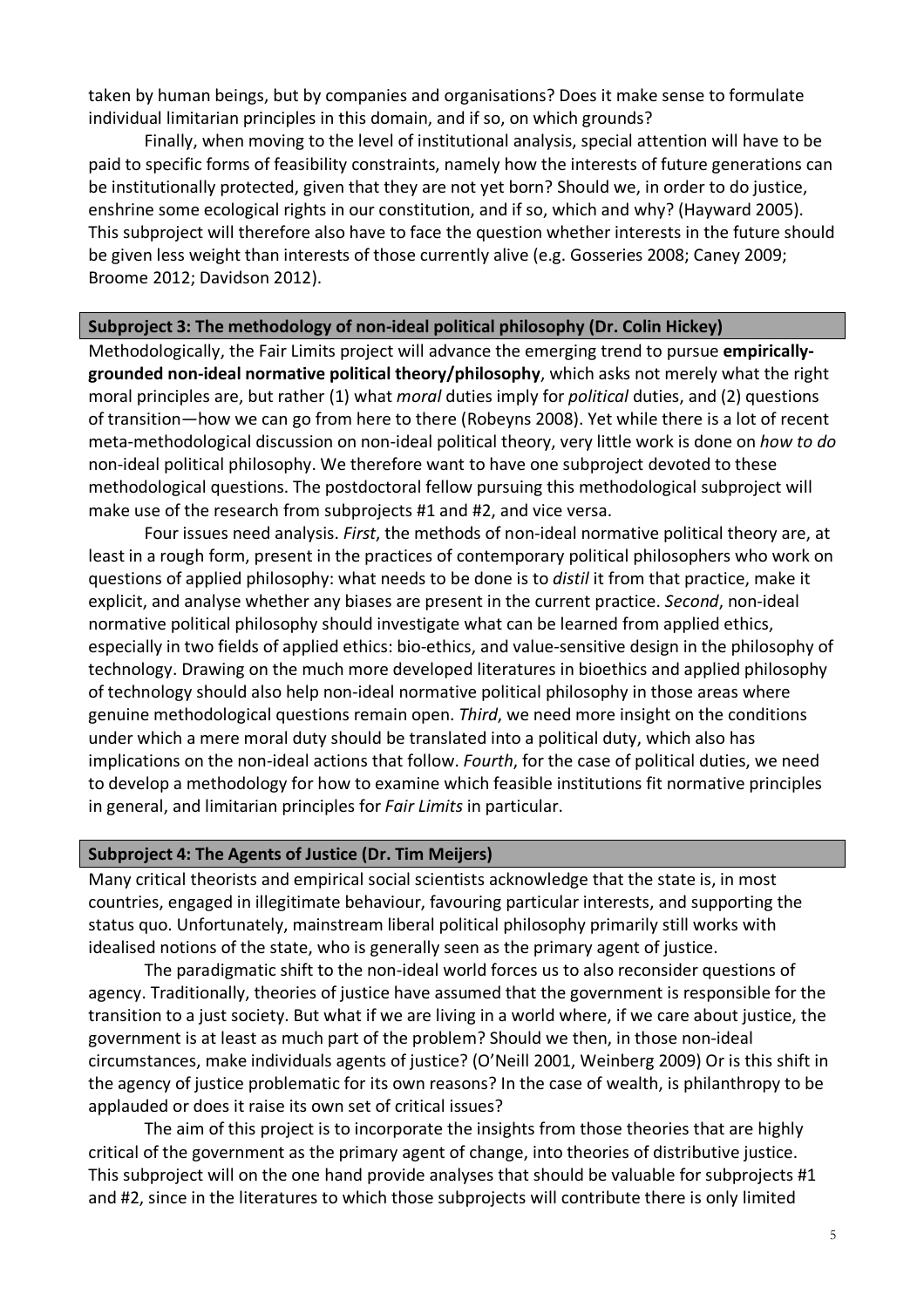taken by human beings, but by companies and organisations? Does it make sense to formulate individual limitarian principles in this domain, and if so, on which grounds?

Finally, when moving to the level of institutional analysis, special attention will have to be paid to specific forms of feasibility constraints, namely how the interests of future generations can be institutionally protected, given that they are not yet born? Should we, in order to do justice, enshrine some ecological rights in our constitution, and if so, which and why? (Hayward 2005). This subproject will therefore also have to face the question whether interests in the future should be given less weight than interests of those currently alive (e.g. Gosseries 2008; Caney 2009; Broome 2012; Davidson 2012).

## Subproject 3: The methodology of non-ideal political philosophy (Dr. Colin Hickey)

Methodologically, the Fair Limits project will advance the emerging trend to pursue **empirically-grounded non-ideal normative political theory/philosophy**, which asks not merely what the right moral principles are, but rather (1) what *moral* duties imply for *political* duties, and (2) questions of transition—how we can go from here to there (Robeyns 2008). Yet while there is a lot of recent meta-methodological discussion on non-ideal political theory, very little work is done on *how to do* non-ideal political philosophy. We therefore want to have one subproject devoted to these methodological questions. The postdoctoral fellow pursuing this methodological subproject will make use of the research from subprojects #1 and #2, and vice versa.

Four issues need analysis. *First*, the methods of non-ideal normative political theory are, at least in a rough form, present in the practices of contemporary political philosophers who work on questions of applied philosophy: what needs to be done is to *distil* it from that practice, make it explicit, and analyse whether any biases are present in the current practice. *Second*, non-ideal normative political philosophy should investigate what can be learned from applied ethics, especially in two fields of applied ethics: bio-ethics, and value-sensitive design in the philosophy of technology. Drawing on the much more developed literatures in bioethics and applied philosophy of technology should also help non-ideal normative political philosophy in those areas where genuine methodological questions remain open. *Third*, we need more insight on the conditions under which a mere moral duty should be translated into a political duty, which also has implications on the non-ideal actions that follow. *Fourth*, for the case of political duties, we need to develop a methodology for how to examine which feasible institutions fit normative principles in general, and limitarian principles for *Fair Limits* in particular.

## Subproject 4: The Agents of Justice (Dr. Tim Meijers)

Many critical theorists and empirical social scientists acknowledge that the state is, in most countries, engaged in illegitimate behaviour, favouring particular interests, and supporting the status quo. Unfortunately, mainstream liberal political philosophy primarily still works with idealised notions of the state, who is generally seen as the primary agent of justice.

The paradigmatic shift to the non-ideal world forces us to also reconsider questions of agency. Traditionally, theories of justice have assumed that the government is responsible for the transition to a just society. But what if we are living in a world where, if we care about justice, the government is at least as much part of the problem? Should we then, in those non-ideal circumstances, make individuals agents of justice? (O'Neill 2001, Weinberg 2009) Or is this shift in the agency of justice problematic for its own reasons? In the case of wealth, is philanthropy to be applauded or does it raise its own set of critical issues?

The aim of this project is to incorporate the insights from those theories that are highly critical of the government as the primary agent of change, into theories of distributive justice. This subproject will on the one hand provide analyses that should be valuable for subprojects #1 and #2, since in the literatures to which those subprojects will contribute there is only limited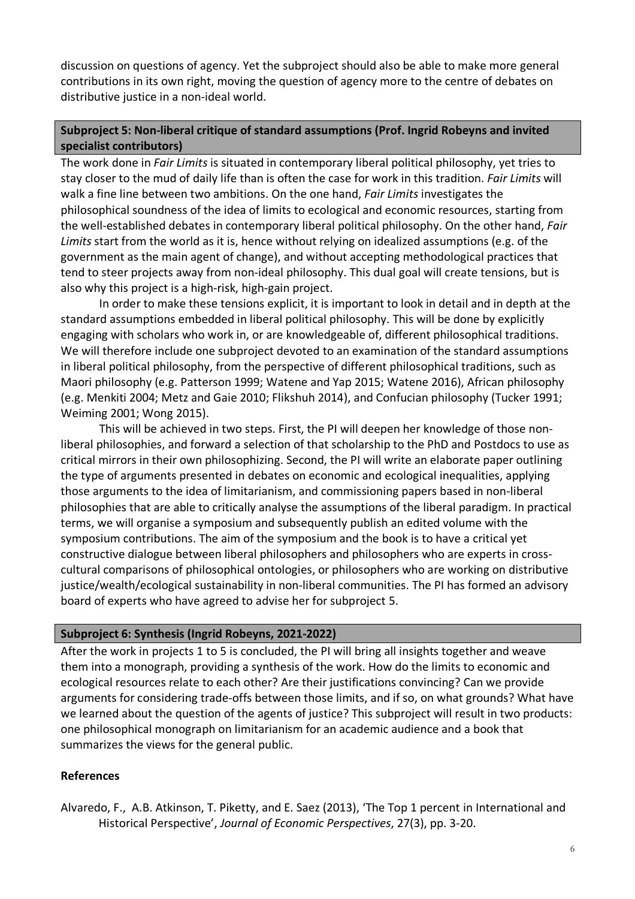discussion on questions of agency. Yet the subproject should also be able to make more general contributions in its own right, moving the question of agency more to the centre of debates on distributive justice in a non-ideal world.

### Subproject 5: Non-liberal critique of standard assumptions (Prof. Ingrid Robeyns and invited specialist contributors)

The work done in *Fair Limits* is situated in contemporary liberal political philosophy, yet tries to stay closer to the mud of daily life than is often the case for work in this tradition. *Fair Limits* will walk a fine line between two ambitions. On the one hand, *Fair Limits* investigates the philosophical soundness of the idea of limits to ecological and economic resources, starting from the well-established debates in contemporary liberal political philosophy. On the other hand, *Fair Limits* start from the world as it is, hence without relying on idealized assumptions (e.g. of the government as the main agent of change), and without accepting methodological practices that tend to steer projects away from non-ideal philosophy. This dual goal will create tensions, but is also why this project is a high-risk, high-gain project.

In order to make these tensions explicit, it is important to look in detail and in depth at the standard assumptions embedded in liberal political philosophy. This will be done by explicitly engaging with scholars who work in, or are knowledgeable of, different philosophical traditions. We will therefore include one subproject devoted to an examination of the standard assumptions in liberal political philosophy, from the perspective of different philosophical traditions, such as Maori philosophy (e.g. Patterson 1999; Watene and Yap 2015; Watene 2016), African philosophy (e.g. Menkiti 2004; Metz and Gaie 2010; Flikshuh 2014), and Confucian philosophy (Tucker 1991; Weiming 2001; Wong 2015).

This will be achieved in two steps. First, the PI will deepen her knowledge of those non-liberal philosophies, and forward a selection of that scholarship to the PhD and Postdocs to use as critical mirrors in their own philosophizing. Second, the PI will write an elaborate paper outlining the type of arguments presented in debates on economic and ecological inequalities, applying those arguments to the idea of limitarianism, and commissioning papers based in non-liberal philosophies that are able to critically analyse the assumptions of the liberal paradigm. In practical terms, we will organise a symposium and subsequently publish an edited volume with the symposium contributions. The aim of the symposium and the book is to have a critical yet constructive dialogue between liberal philosophers and philosophers who are experts in cross-cultural comparisons of philosophical ontologies, or philosophers who are working on distributive justice/wealth/ecological sustainability in non-liberal communities. The PI has formed an advisory board of experts who have agreed to advise her for subproject 5.

### Subproject 6: Synthesis (Ingrid Robeyns, 2021-2022)

After the work in projects 1 to 5 is concluded, the PI will bring all insights together and weave them into a monograph, providing a synthesis of the work. How do the limits to economic and ecological resources relate to each other? Are their justifications convincing? Can we provide arguments for considering trade-offs between those limits, and if so, on what grounds? What have we learned about the question of the agents of justice? This subproject will result in two products: one philosophical monograph on limitarianism for an academic audience and a book that summarizes the views for the general public.

### References

Alvaredo, F., A.B. Atkinson, T. Piketty, and E. Saez (2013), 'The Top 1 percent in International and Historical Perspective', *Journal of Economic Perspectives*, 27(3), pp. 3-20.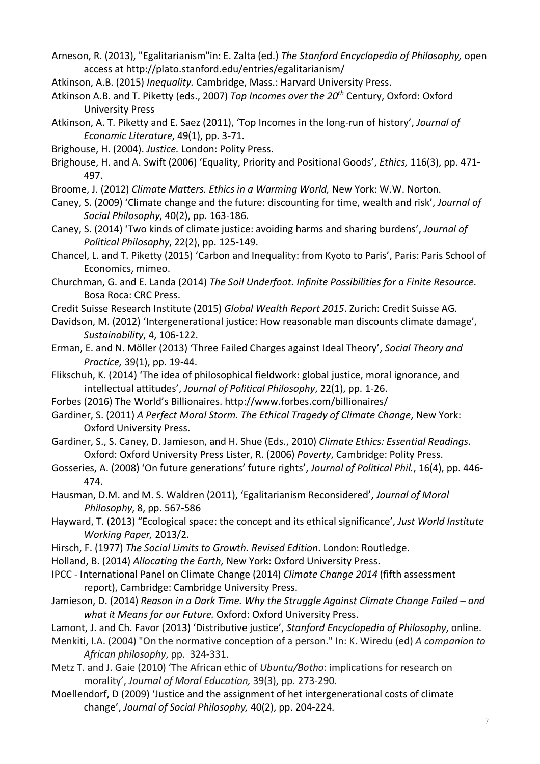Arneson, R. (2013), "Egalitarianism"in: E. Zalta (ed.) *The Stanford Encyclopedia of Philosophy,* open access at http://plato.stanford.edu/entries/egalitarianism/

Atkinson, A.B. (2015) *Inequality.* Cambridge, Mass.: Harvard University Press.

Atkinson A.B. and T. Piketty (eds., 2007) *Top Incomes over the 20th Century*, Oxford: Oxford University Press

Atkinson, A. T. Piketty and E. Saez (2011), 'Top Incomes in the long-run of history', *Journal of Economic Literature*, 49(1), pp. 3-71.

Brighouse, H. (2004). *Justice.* London: Polity Press.

Brighouse, H. and A. Swift (2006) 'Equality, Priority and Positional Goods', *Ethics,* 116(3), pp. 471-497.

Broome, J. (2012) *Climate Matters. Ethics in a Warming World,* New York: W.W. Norton.

Caney, S. (2009) 'Climate change and the future: discounting for time, wealth and risk', *Journal of Social Philosophy*, 40(2), pp. 163-186.

Caney, S. (2014) 'Two kinds of climate justice: avoiding harms and sharing burdens', *Journal of Political Philosophy*, 22(2), pp. 125-149.

Chancel, L. and T. Piketty (2015) 'Carbon and Inequality: from Kyoto to Paris', Paris: Paris School of Economics, mimeo.

Churchman, G. and E. Landa (2014) *The Soil Underfoot. Infinite Possibilities for a Finite Resource.* Bosa Roca: CRC Press.

Credit Suisse Research Institute (2015) *Global Wealth Report 2015*. Zurich: Credit Suisse AG.

Davidson, M. (2012) 'Intergenerational justice: How reasonable man discounts climate damage', *Sustainability*, 4, 106-122.

Erman, E. and N. Möller (2013) 'Three Failed Charges against Ideal Theory', *Social Theory and Practice,* 39(1), pp. 19-44.

Flikschuh, K. (2014) 'The idea of philosophical fieldwork: global justice, moral ignorance, and intellectual attitudes', *Journal of Political Philosophy*, 22(1), pp. 1-26.

Forbes (2016) The World's Billionaires. http://www.forbes.com/billionaires/

Gardiner, S. (2011) *A Perfect Moral Storm. The Ethical Tragedy of Climate Change*, New York: Oxford University Press.

Gardiner, S., S. Caney, D. Jamieson, and H. Shue (Eds., 2010) *Climate Ethics: Essential Readings*. Oxford: Oxford University Press Lister, R. (2006) *Poverty*, Cambridge: Polity Press.

Gosseries, A. (2008) 'On future generations' future rights', *Journal of Political Phil.*, 16(4), pp. 446-474.

Hausman, D.M. and M. S. Waldren (2011), 'Egalitarianism Reconsidered', *Journal of Moral Philosophy*, 8, pp. 567-586

Hayward, T. (2013) "Ecological space: the concept and its ethical significance', *Just World Institute Working Paper,* 2013/2.

Hirsch, F. (1977) *The Social Limits to Growth. Revised Edition*. London: Routledge.

Holland, B. (2014) *Allocating the Earth,* New York: Oxford University Press.

IPCC - International Panel on Climate Change (2014) *Climate Change 2014* (fifth assessment report), Cambridge: Cambridge University Press.

Jamieson, D. (2014) *Reason in a Dark Time. Why the Struggle Against Climate Change Failed – and what it Means for our Future.* Oxford: Oxford University Press.

Lamont, J. and Ch. Favor (2013) 'Distributive justice', *Stanford Encyclopedia of Philosophy*, online.

Menkiti, I.A. (2004) "On the normative conception of a person." In: K. Wiredu (ed) *A companion to African philosophy*, pp. 324-331.

Metz T. and J. Gaie (2010) 'The African ethic of *Ubuntu/Botho*: implications for research on morality', *Journal of Moral Education,* 39(3), pp. 273-290.

Moellendorf, D (2009) 'Justice and the assignment of het intergenerational costs of climate change', *Journal of Social Philosophy,* 40(2), pp. 204-224.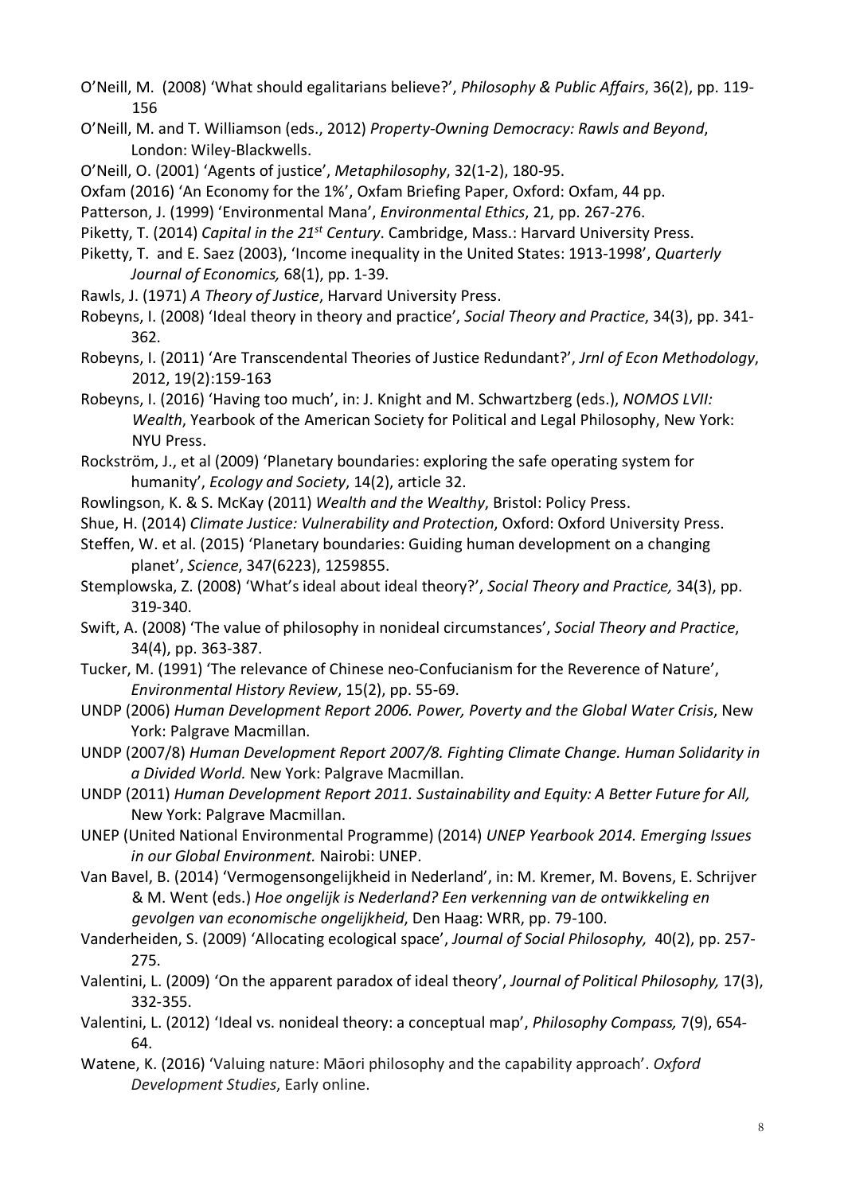O'Neill, M. (2008) 'What should egalitarians believe?', *Philosophy & Public Affairs*, 36(2), pp. 119-156

O'Neill, M. and T. Williamson (eds., 2012) *Property-Owning Democracy: Rawls and Beyond*, London: Wiley-Blackwells.

O'Neill, O. (2001) 'Agents of justice', *Metaphilosophy*, 32(1-2), 180-95.

Oxfam (2016) 'An Economy for the 1%', Oxfam Briefing Paper, Oxford: Oxfam, 44 pp.

Patterson, J. (1999) 'Environmental Mana', *Environmental Ethics*, 21, pp. 267-276.

Piketty, T. (2014) *Capital in the 21st Century*. Cambridge, Mass.: Harvard University Press.

Piketty, T. and E. Saez (2003), 'Income inequality in the United States: 1913-1998', *Quarterly Journal of Economics,* 68(1), pp. 1-39.

Rawls, J. (1971) *A Theory of Justice*, Harvard University Press.

Robeyns, I. (2008) 'Ideal theory in theory and practice', *Social Theory and Practice*, 34(3), pp. 341-362.

Robeyns, I. (2011) 'Are Transcendental Theories of Justice Redundant?', *Jrnl of Econ Methodology*, 2012, 19(2):159-163

Robeyns, I. (2016) 'Having too much', in: J. Knight and M. Schwartzberg (eds.), *NOMOS LVII: Wealth*, Yearbook of the American Society for Political and Legal Philosophy, New York: NYU Press.

Rockström, J., et al (2009) 'Planetary boundaries: exploring the safe operating system for humanity', *Ecology and Society*, 14(2), article 32.

Rowlingson, K. & S. McKay (2011) *Wealth and the Wealthy*, Bristol: Policy Press.

Shue, H. (2014) *Climate Justice: Vulnerability and Protection*, Oxford: Oxford University Press.

Steffen, W. et al. (2015) 'Planetary boundaries: Guiding human development on a changing planet', *Science*, 347(6223), 1259855.

Stemplowska, Z. (2008) 'What's ideal about ideal theory?', *Social Theory and Practice,* 34(3), pp. 319-340.

Swift, A. (2008) 'The value of philosophy in nonideal circumstances', *Social Theory and Practice*, 34(4), pp. 363-387.

Tucker, M. (1991) 'The relevance of Chinese neo-Confucianism for the Reverence of Nature', *Environmental History Review*, 15(2), pp. 55-69.

UNDP (2006) *Human Development Report 2006. Power, Poverty and the Global Water Crisis*, New York: Palgrave Macmillan.

UNDP (2007/8) *Human Development Report 2007/8. Fighting Climate Change. Human Solidarity in a Divided World.* New York: Palgrave Macmillan.

UNDP (2011) *Human Development Report 2011. Sustainability and Equity: A Better Future for All,* New York: Palgrave Macmillan.

UNEP (United National Environmental Programme) (2014) *UNEP Yearbook 2014. Emerging Issues in our Global Environment.* Nairobi: UNEP.

Van Bavel, B. (2014) 'Vermogensongelijkheid in Nederland', in: M. Kremer, M. Bovens, E. Schrijver & M. Went (eds.) *Hoe ongelijk is Nederland? Een verkenning van de ontwikkeling en gevolgen van economische ongelijkheid*, Den Haag: WRR, pp. 79-100.

Vanderheiden, S. (2009) 'Allocating ecological space', *Journal of Social Philosophy,* 40(2), pp. 257-275.

Valentini, L. (2009) 'On the apparent paradox of ideal theory', *Journal of Political Philosophy,* 17(3), 332-355.

Valentini, L. (2012) 'Ideal vs. nonideal theory: a conceptual map', *Philosophy Compass,* 7(9), 654-64.

Watene, K. (2016) 'Valuing nature: Māori philosophy and the capability approach'. *Oxford Development Studies*, Early online.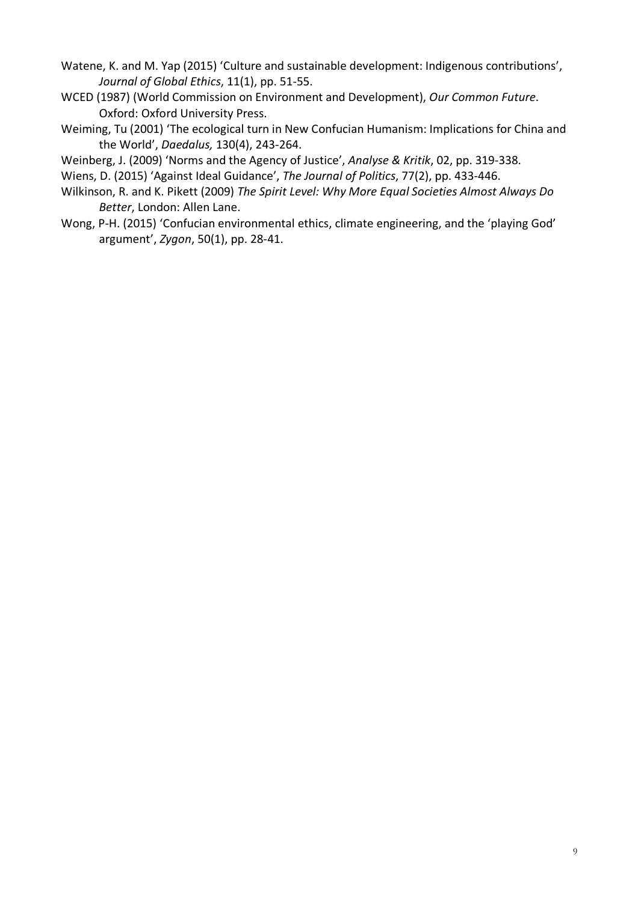Watene, K. and M. Yap (2015) 'Culture and sustainable development: Indigenous contributions', *Journal of Global Ethics*, 11(1), pp. 51-55.

WCED (1987) (World Commission on Environment and Development), *Our Common Future*. Oxford: Oxford University Press.

Weiming, Tu (2001) 'The ecological turn in New Confucian Humanism: Implications for China and the World', *Daedalus,* 130(4), 243-264.

Weinberg, J. (2009) 'Norms and the Agency of Justice', *Analyse & Kritik*, 02, pp. 319-338.

Wiens, D. (2015) 'Against Ideal Guidance', *The Journal of Politics*, 77(2), pp. 433-446.

Wilkinson, R. and K. Pikett (2009) *The Spirit Level: Why More Equal Societies Almost Always Do Better*, London: Allen Lane.

Wong, P-H. (2015) 'Confucian environmental ethics, climate engineering, and the 'playing God' argument', *Zygon*, 50(1), pp. 28-41.